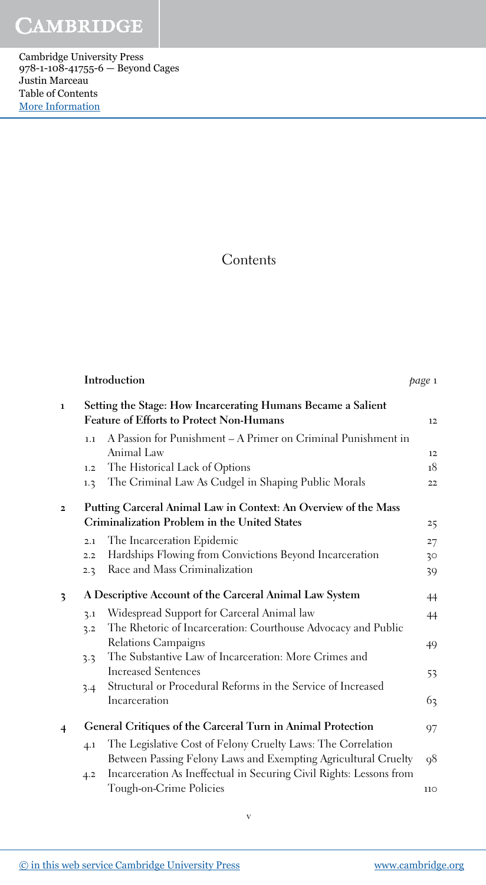# Contents

| | | |
|---|---|---|
| **Introduction** | | *page* 1 |
| **1** | **Setting the Stage: How Incarcerating Humans Became a Salient Feature of Efforts to Protect Non-Humans** | 12 |
| 1.1 | A Passion for Punishment – A Primer on Criminal Punishment in Animal Law | 12 |
| 1.2 | The Historical Lack of Options | 18 |
| 1.3 | The Criminal Law As Cudgel in Shaping Public Morals | 22 |
| **2** | **Putting Carceral Animal Law in Context: An Overview of the Mass Criminalization Problem in the United States** | 25 |
| 2.1 | The Incarceration Epidemic | 27 |
| 2.2 | Hardships Flowing from Convictions Beyond Incarceration | 30 |
| 2.3 | Race and Mass Criminalization | 39 |
| **3** | **A Descriptive Account of the Carceral Animal Law System** | 44 |
| 3.1 | Widespread Support for Carceral Animal law | 44 |
| 3.2 | The Rhetoric of Incarceration: Courthouse Advocacy and Public Relations Campaigns | 49 |
| 3.3 | The Substantive Law of Incarceration: More Crimes and Increased Sentences | 53 |
| 3.4 | Structural or Procedural Reforms in the Service of Increased Incarceration | 63 |
| **4** | **General Critiques of the Carceral Turn in Animal Protection** | 97 |
| 4.1 | The Legislative Cost of Felony Cruelty Laws: The Correlation Between Passing Felony Laws and Exempting Agricultural Cruelty | 98 |
| 4.2 | Incarceration As Ineffectual in Securing Civil Rights: Lessons from Tough-on-Crime Policies | 110 |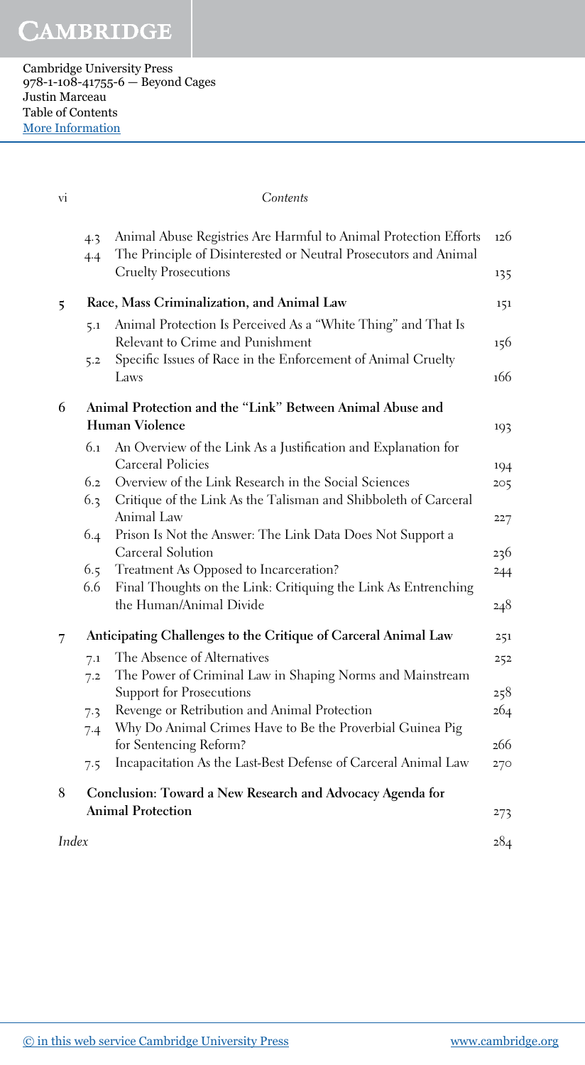| | | |
|---|---|---|
| 4.3 | Animal Abuse Registries Are Harmful to Animal Protection Efforts | 126 |
| 4.4 | The Principle of Disinterested or Neutral Prosecutors and Animal Cruelty Prosecutions | 135 |
| **5** | **Race, Mass Criminalization, and Animal Law** | **151** |
| 5.1 | Animal Protection Is Perceived As a "White Thing" and That Is Relevant to Crime and Punishment | 156 |
| 5.2 | Specific Issues of Race in the Enforcement of Animal Cruelty Laws | 166 |
| **6** | **Animal Protection and the "Link" Between Animal Abuse and Human Violence** | **193** |
| 6.1 | An Overview of the Link As a Justification and Explanation for Carceral Policies | 194 |
| 6.2 | Overview of the Link Research in the Social Sciences | 205 |
| 6.3 | Critique of the Link As the Talisman and Shibboleth of Carceral Animal Law | 227 |
| 6.4 | Prison Is Not the Answer: The Link Data Does Not Support a Carceral Solution | 236 |
| 6.5 | Treatment As Opposed to Incarceration? | 244 |
| 6.6 | Final Thoughts on the Link: Critiquing the Link As Entrenching the Human/Animal Divide | 248 |
| **7** | **Anticipating Challenges to the Critique of Carceral Animal Law** | **251** |
| 7.1 | The Absence of Alternatives | 252 |
| 7.2 | The Power of Criminal Law in Shaping Norms and Mainstream Support for Prosecutions | 258 |
| 7.3 | Revenge or Retribution and Animal Protection | 264 |
| 7.4 | Why Do Animal Crimes Have to Be the Proverbial Guinea Pig for Sentencing Reform? | 266 |
| 7.5 | Incapacitation As the Last-Best Defense of Carceral Animal Law | 270 |
| **8** | **Conclusion: Toward a New Research and Advocacy Agenda for Animal Protection** | **273** |
| *Index* | | 284 |